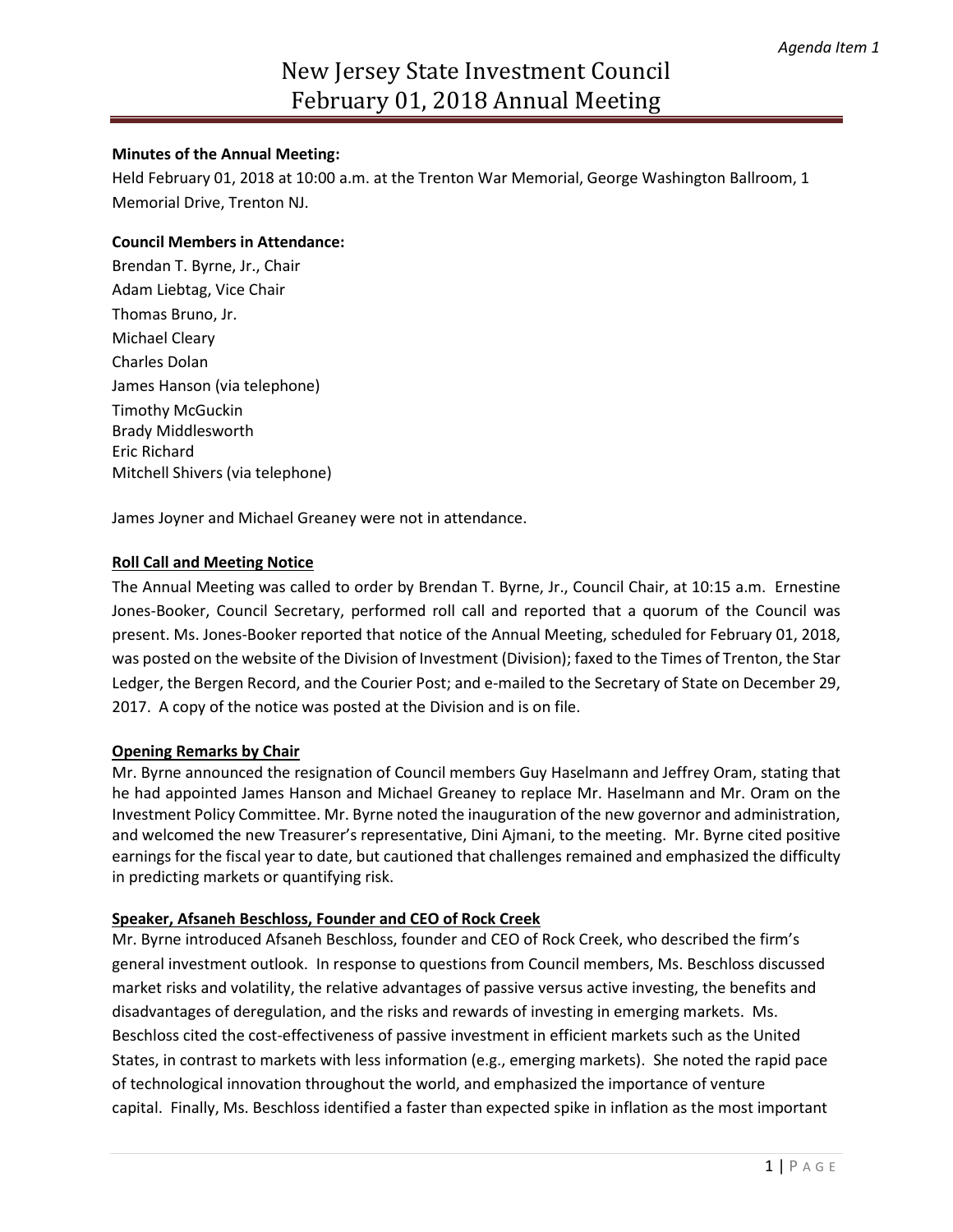# New Jersey State Investment Council February 01, 2018 Annual Meeting

**Minutes of the Annual Meeting:**

Held February 01, 2018 at 10:00 a.m. at the Trenton War Memorial, George Washington Ballroom, 1 Memorial Drive, Trenton NJ.

**Council Members in Attendance:**

Brendan T. Byrne, Jr., Chair
Adam Liebtag, Vice Chair
Thomas Bruno, Jr.
Michael Cleary
Charles Dolan
James Hanson (via telephone)
Timothy McGuckin
Brady Middlesworth
Eric Richard
Mitchell Shivers (via telephone)

James Joyner and Michael Greaney were not in attendance.

**Roll Call and Meeting Notice**

The Annual Meeting was called to order by Brendan T. Byrne, Jr., Council Chair, at 10:15 a.m. Ernestine Jones-Booker, Council Secretary, performed roll call and reported that a quorum of the Council was present. Ms. Jones-Booker reported that notice of the Annual Meeting, scheduled for February 01, 2018, was posted on the website of the Division of Investment (Division); faxed to the Times of Trenton, the Star Ledger, the Bergen Record, and the Courier Post; and e-mailed to the Secretary of State on December 29, 2017. A copy of the notice was posted at the Division and is on file.

**Opening Remarks by Chair**

Mr. Byrne announced the resignation of Council members Guy Haselmann and Jeffrey Oram, stating that he had appointed James Hanson and Michael Greaney to replace Mr. Haselmann and Mr. Oram on the Investment Policy Committee. Mr. Byrne noted the inauguration of the new governor and administration, and welcomed the new Treasurer's representative, Dini Ajmani, to the meeting. Mr. Byrne cited positive earnings for the fiscal year to date, but cautioned that challenges remained and emphasized the difficulty in predicting markets or quantifying risk.

**Speaker, Afsaneh Beschloss, Founder and CEO of Rock Creek**

Mr. Byrne introduced Afsaneh Beschloss, founder and CEO of Rock Creek, who described the firm's general investment outlook. In response to questions from Council members, Ms. Beschloss discussed market risks and volatility, the relative advantages of passive versus active investing, the benefits and disadvantages of deregulation, and the risks and rewards of investing in emerging markets. Ms. Beschloss cited the cost-effectiveness of passive investment in efficient markets such as the United States, in contrast to markets with less information (e.g., emerging markets). She noted the rapid pace of technological innovation throughout the world, and emphasized the importance of venture capital. Finally, Ms. Beschloss identified a faster than expected spike in inflation as the most important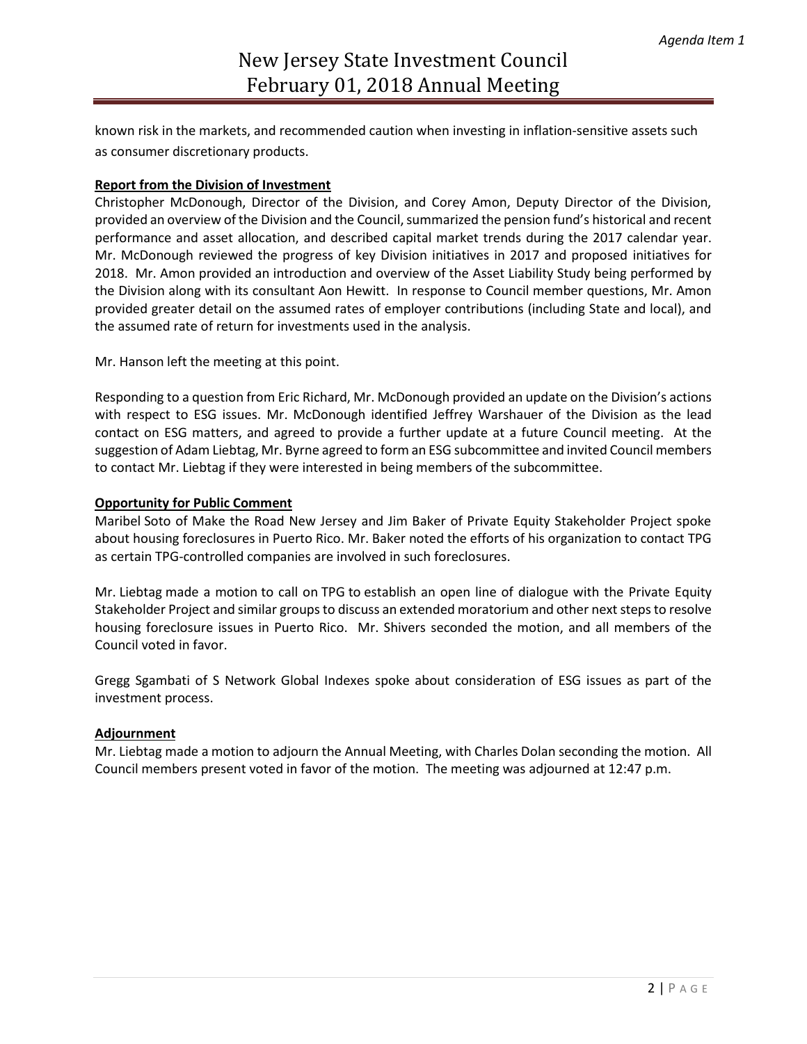known risk in the markets, and recommended caution when investing in inflation-sensitive assets such as consumer discretionary products.

**Report from the Division of Investment**

Christopher McDonough, Director of the Division, and Corey Amon, Deputy Director of the Division, provided an overview of the Division and the Council, summarized the pension fund's historical and recent performance and asset allocation, and described capital market trends during the 2017 calendar year. Mr. McDonough reviewed the progress of key Division initiatives in 2017 and proposed initiatives for 2018. Mr. Amon provided an introduction and overview of the Asset Liability Study being performed by the Division along with its consultant Aon Hewitt. In response to Council member questions, Mr. Amon provided greater detail on the assumed rates of employer contributions (including State and local), and the assumed rate of return for investments used in the analysis.

Mr. Hanson left the meeting at this point.

Responding to a question from Eric Richard, Mr. McDonough provided an update on the Division's actions with respect to ESG issues. Mr. McDonough identified Jeffrey Warshauer of the Division as the lead contact on ESG matters, and agreed to provide a further update at a future Council meeting. At the suggestion of Adam Liebtag, Mr. Byrne agreed to form an ESG subcommittee and invited Council members to contact Mr. Liebtag if they were interested in being members of the subcommittee.

**Opportunity for Public Comment**

Maribel Soto of Make the Road New Jersey and Jim Baker of Private Equity Stakeholder Project spoke about housing foreclosures in Puerto Rico. Mr. Baker noted the efforts of his organization to contact TPG as certain TPG-controlled companies are involved in such foreclosures.

Mr. Liebtag made a motion to call on TPG to establish an open line of dialogue with the Private Equity Stakeholder Project and similar groups to discuss an extended moratorium and other next steps to resolve housing foreclosure issues in Puerto Rico. Mr. Shivers seconded the motion, and all members of the Council voted in favor.

Gregg Sgambati of S Network Global Indexes spoke about consideration of ESG issues as part of the investment process.

**Adjournment**

Mr. Liebtag made a motion to adjourn the Annual Meeting, with Charles Dolan seconding the motion. All Council members present voted in favor of the motion. The meeting was adjourned at 12:47 p.m.